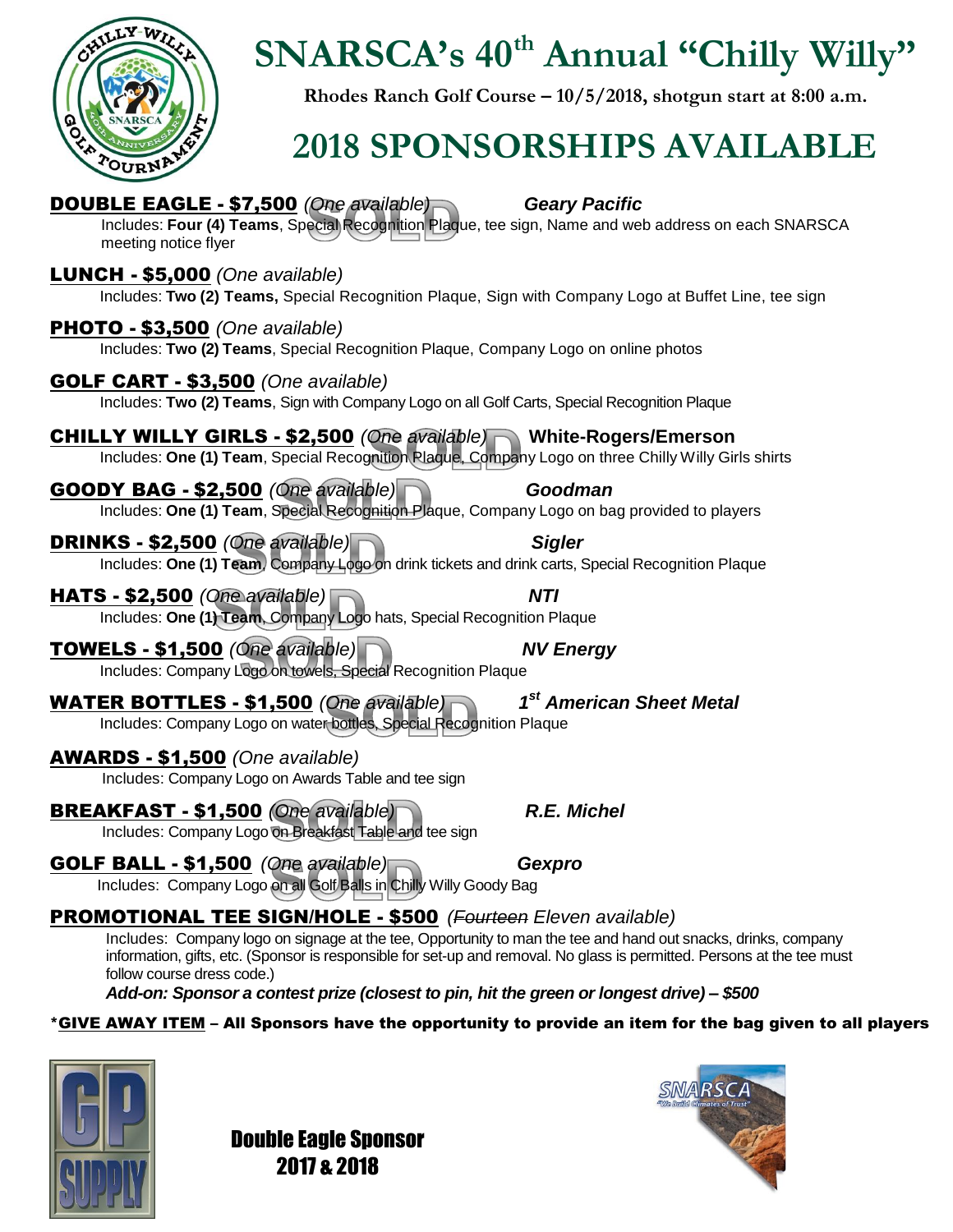# SNARSCA's 40th Annual "Chilly Willy"

**Rhodes Ranch Golf Course – 10/5/2018, shotgun start at 8:00 a.m.**

# 2018 SPONSORSHIPS AVAILABLE

**DOUBLE EAGLE - $7,500** *(One available)* SOLD ***Geary Pacific***
Includes: **Four (4) Teams**, Special Recognition Plaque, tee sign, Name and web address on each SNARSCA meeting notice flyer

**LUNCH - $5,000** *(One available)*
Includes: **Two (2) Teams,** Special Recognition Plaque, Sign with Company Logo at Buffet Line, tee sign

**PHOTO - $3,500** *(One available)*
Includes: **Two (2) Teams**, Special Recognition Plaque, Company Logo on online photos

**GOLF CART - $3,500** *(One available)*
Includes: **Two (2) Teams**, Sign with Company Logo on all Golf Carts, Special Recognition Plaque

**CHILLY WILLY GIRLS - $2,500** *(One available)* SOLD **White-Rogers/Emerson**
Includes: **One (1) Team**, Special Recognition Plaque, Company Logo on three Chilly Willy Girls shirts

**GOODY BAG - $2,500** *(One available)* SOLD ***Goodman***
Includes: **One (1) Team**, Special Recognition Plaque, Company Logo on bag provided to players

**DRINKS - $2,500** *(One available)* SOLD ***Sigler***
Includes: **One (1) Team**, Company Logo on drink tickets and drink carts, Special Recognition Plaque

**HATS - $2,500** *(One available)* SOLD ***NTI***
Includes: **One (1) Team**, Company Logo hats, Special Recognition Plaque

**TOWELS - $1,500** *(One available)* SOLD ***NV Energy***
Includes: Company Logo on towels, Special Recognition Plaque

**WATER BOTTLES - $1,500** *(One available)* SOLD ***1st American Sheet Metal***
Includes: Company Logo on water bottles, Special Recognition Plaque

**AWARDS - $1,500** *(One available)*
Includes: Company Logo on Awards Table and tee sign

**BREAKFAST - $1,500** *(One available)* SOLD ***R.E. Michel***
Includes: Company Logo on Breakfast Table and tee sign

**GOLF BALL - $1,500** *(One available)* SOLD ***Gexpro***
Includes: Company Logo on all Golf Balls in Chilly Willy Goody Bag

**PROMOTIONAL TEE SIGN/HOLE - $500** *(~~Fourteen~~ Eleven available)*
Includes: Company logo on signage at the tee, Opportunity to man the tee and hand out snacks, drinks, company information, gifts, etc. (Sponsor is responsible for set-up and removal. No glass is permitted. Persons at the tee must follow course dress code.)
***Add-on: Sponsor a contest prize (closest to pin, hit the green or longest drive) – $500***

**\*GIVE AWAY ITEM – All Sponsors have the opportunity to provide an item for the bag given to all players**

**Double Eagle Sponsor 2017 & 2018**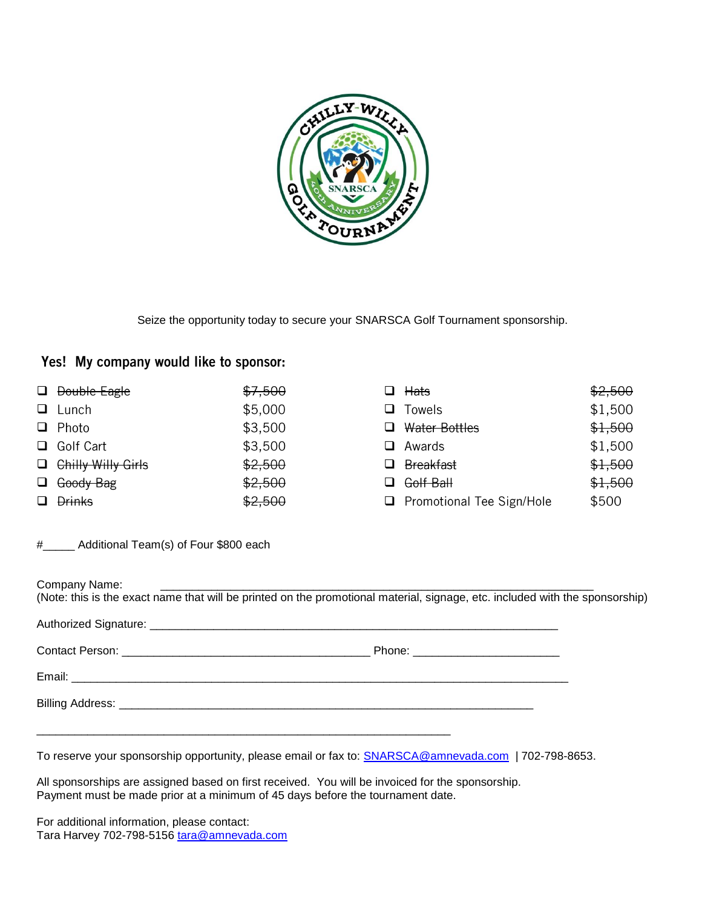Seize the opportunity today to secure your SNARSCA Golf Tournament sponsorship.

## Yes! My company would like to sponsor:

| | | | |
|---|---|---|---|
| ❑ ~~Double Eagle~~ | ~~$7,500~~ | ❑ ~~Hats~~ | ~~$2,500~~ |
| ❑ Lunch | $5,000 | ❑ Towels | $1,500 |
| ❑ Photo | $3,500 | ❑ ~~Water Bottles~~ | ~~$1,500~~ |
| ❑ Golf Cart | $3,500 | ❑ Awards | $1,500 |
| ❑ ~~Chilly Willy Girls~~ | ~~$2,500~~ | ❑ ~~Breakfast~~ | ~~$1,500~~ |
| ❑ ~~Goody Bag~~ | ~~$2,500~~ | ❑ ~~Golf Ball~~ | ~~$1,500~~ |
| ❑ ~~Drinks~~ | ~~$2,500~~ | ❑ Promotional Tee Sign/Hole | $500 |

#_____ Additional Team(s) of Four $800 each

Company Name: ________________________________________________________________
(Note: this is the exact name that will be printed on the promotional material, signage, etc. included with the sponsorship)

Authorized Signature: ____________________________________________________________

Contact Person: ____________________________________ Phone: ______________________

Email: __________________________________________________________________________

Billing Address: _______________________________________________________________

______________________________________________________________

To reserve your sponsorship opportunity, please email or fax to: SNARSCA@amnevada.com | 702-798-8653.

All sponsorships are assigned based on first received. You will be invoiced for the sponsorship.
Payment must be made prior at a minimum of 45 days before the tournament date.

For additional information, please contact:
Tara Harvey 702-798-5156 tara@amnevada.com